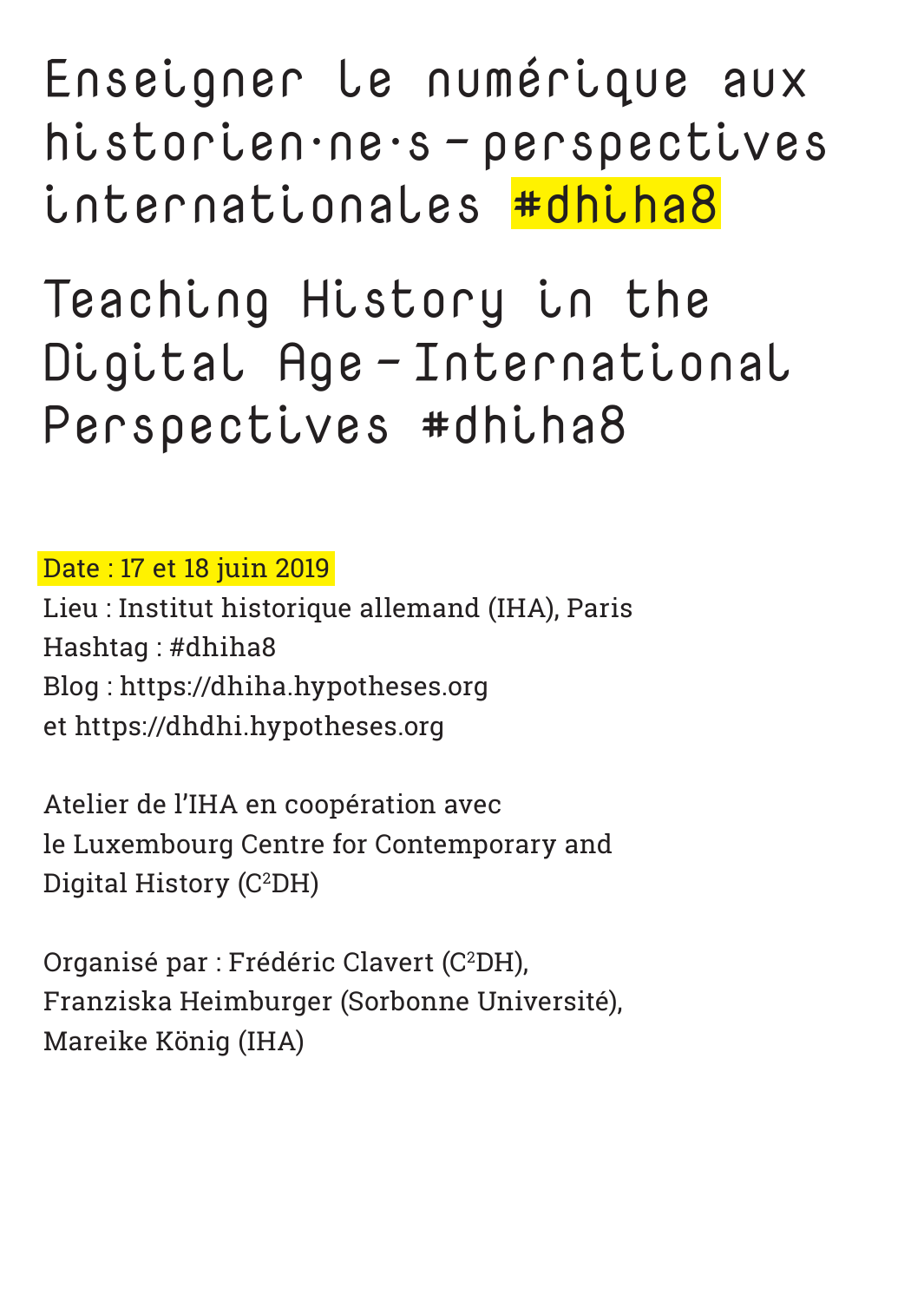# Enseigner le numérique aux historien·ne·s – perspectives internationales #dhiha8

# Teaching History in the Digital Age – International Perspectives #dhiha8

Date : 17 et 18 juin 2019
Lieu : Institut historique allemand (IHA), Paris
Hashtag : #dhiha8
Blog : https://dhiha.hypotheses.org
et https://dhdhi.hypotheses.org

Atelier de l'IHA en coopération avec
le Luxembourg Centre for Contemporary and Digital History ($C^2DH$)

Organisé par : Frédéric Clavert ($C^2DH$),
Franziska Heimburger (Sorbonne Université),
Mareike König (IHA)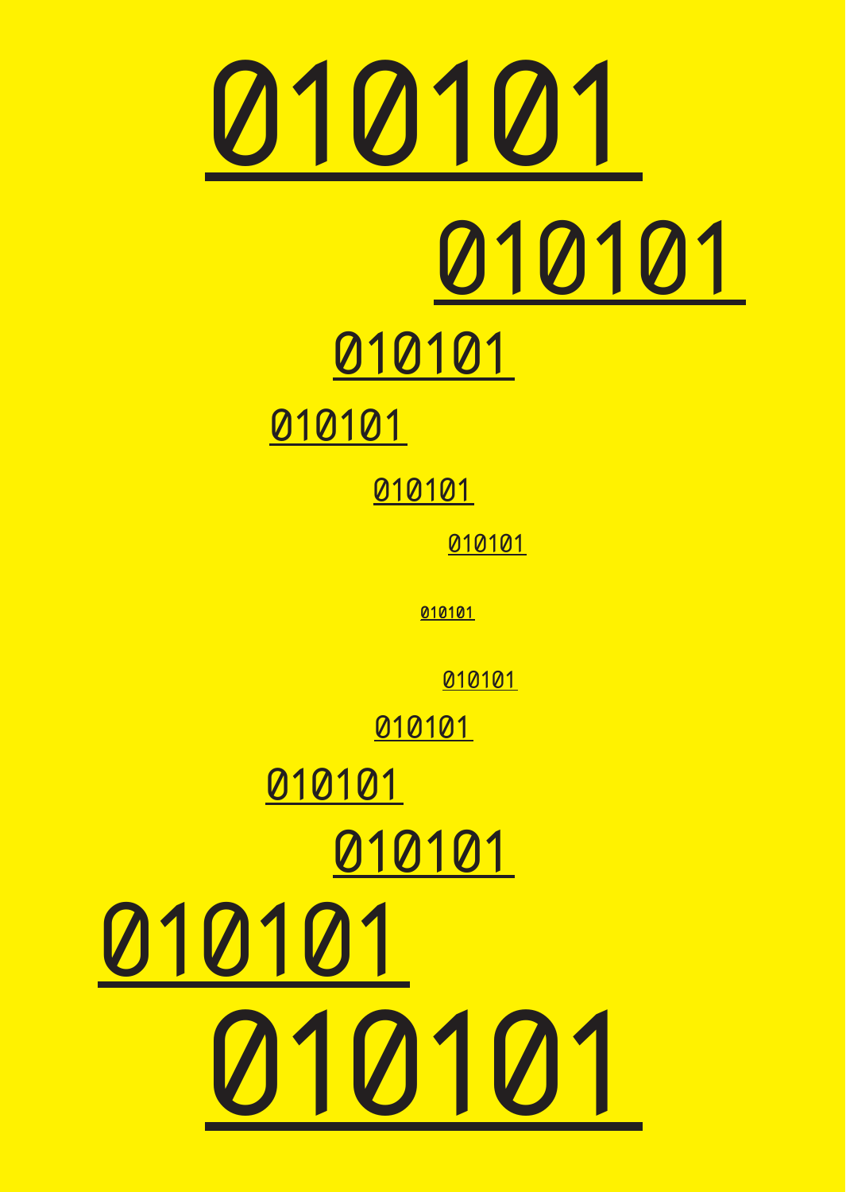010101

010101

010101

010101

010101

010101

010101

010101

010101

010101

010101

010101

010101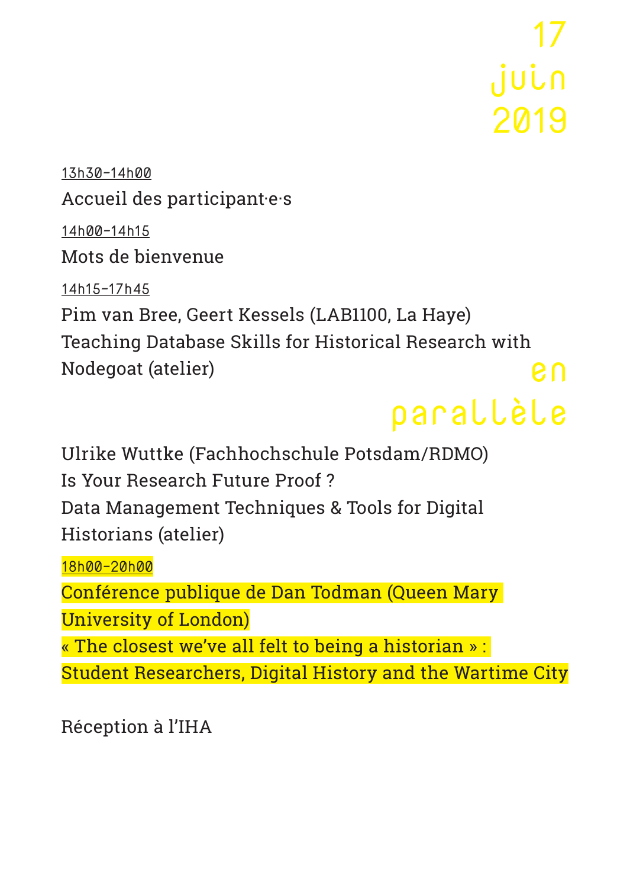# 17 juin 2019

13h30–14h00

Accueil des participant·e·s

14h00–14h15

Mots de bienvenue

14h15–17h45

Pim van Bree, Geert Kessels (LAB1100, La Haye)
Teaching Database Skills for Historical Research with Nodegoat (atelier)

en parallèle

Ulrike Wuttke (Fachhochschule Potsdam/RDMO)
Is Your Research Future Proof ?
Data Management Techniques & Tools for Digital Historians (atelier)

18h00–20h00

Conférence publique de Dan Todman (Queen Mary University of London)
« The closest we've all felt to being a historian » :
Student Researchers, Digital History and the Wartime City

Réception à l'IHA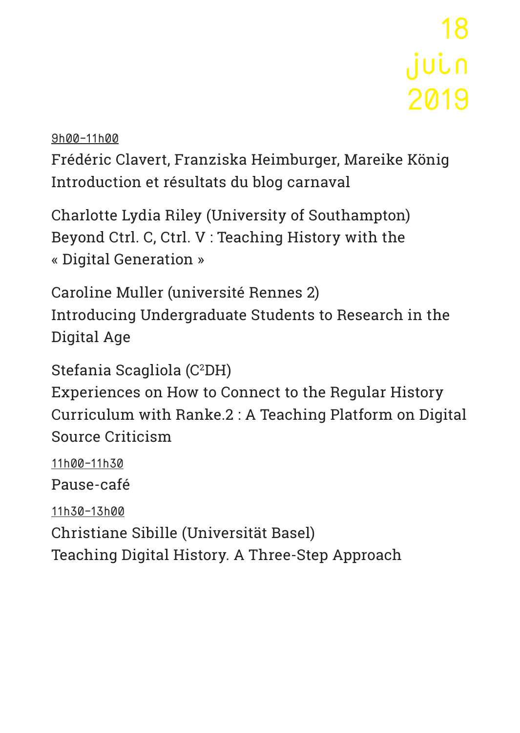# 18 juin 2019

9h00-11h00

Frédéric Clavert, Franziska Heimburger, Mareike König
Introduction et résultats du blog carnaval

Charlotte Lydia Riley (University of Southampton)
Beyond Ctrl. C, Ctrl. V : Teaching History with the « Digital Generation »

Caroline Muller (université Rennes 2)
Introducing Undergraduate Students to Research in the Digital Age

Stefania Scagliola ($C^2DH$)
Experiences on How to Connect to the Regular History Curriculum with Ranke.2 : A Teaching Platform on Digital Source Criticism

11h00-11h30

Pause-café

11h30-13h00

Christiane Sibille (Universität Basel)
Teaching Digital History. A Three-Step Approach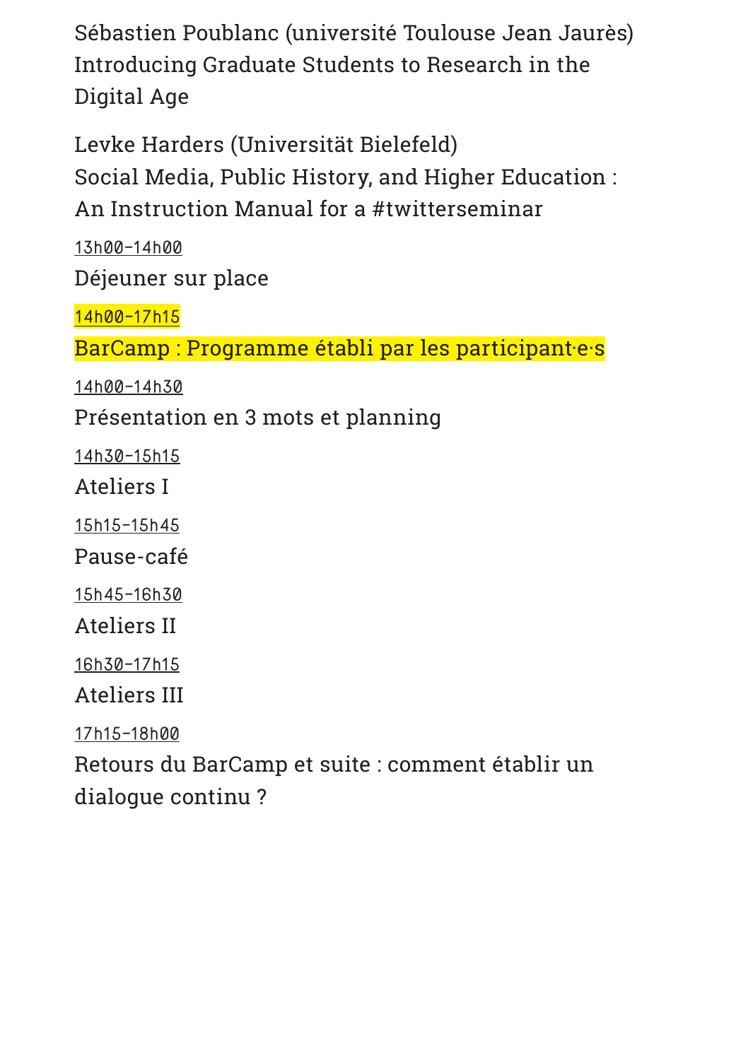Sébastien Poublanc (université Toulouse Jean Jaurès)
Introducing Graduate Students to Research in the Digital Age

Levke Harders (Universität Bielefeld)
Social Media, Public History, and Higher Education : An Instruction Manual for a #twitterseminar

13h00-14h00

Déjeuner sur place

14h00-17h15

BarCamp : Programme établi par les participant·e·s

14h00-14h30

Présentation en 3 mots et planning

14h30-15h15

Ateliers I

15h15-15h45

Pause-café

15h45-16h30

Ateliers II

16h30-17h15

Ateliers III

17h15-18h00

Retours du BarCamp et suite : comment établir un dialogue continu ?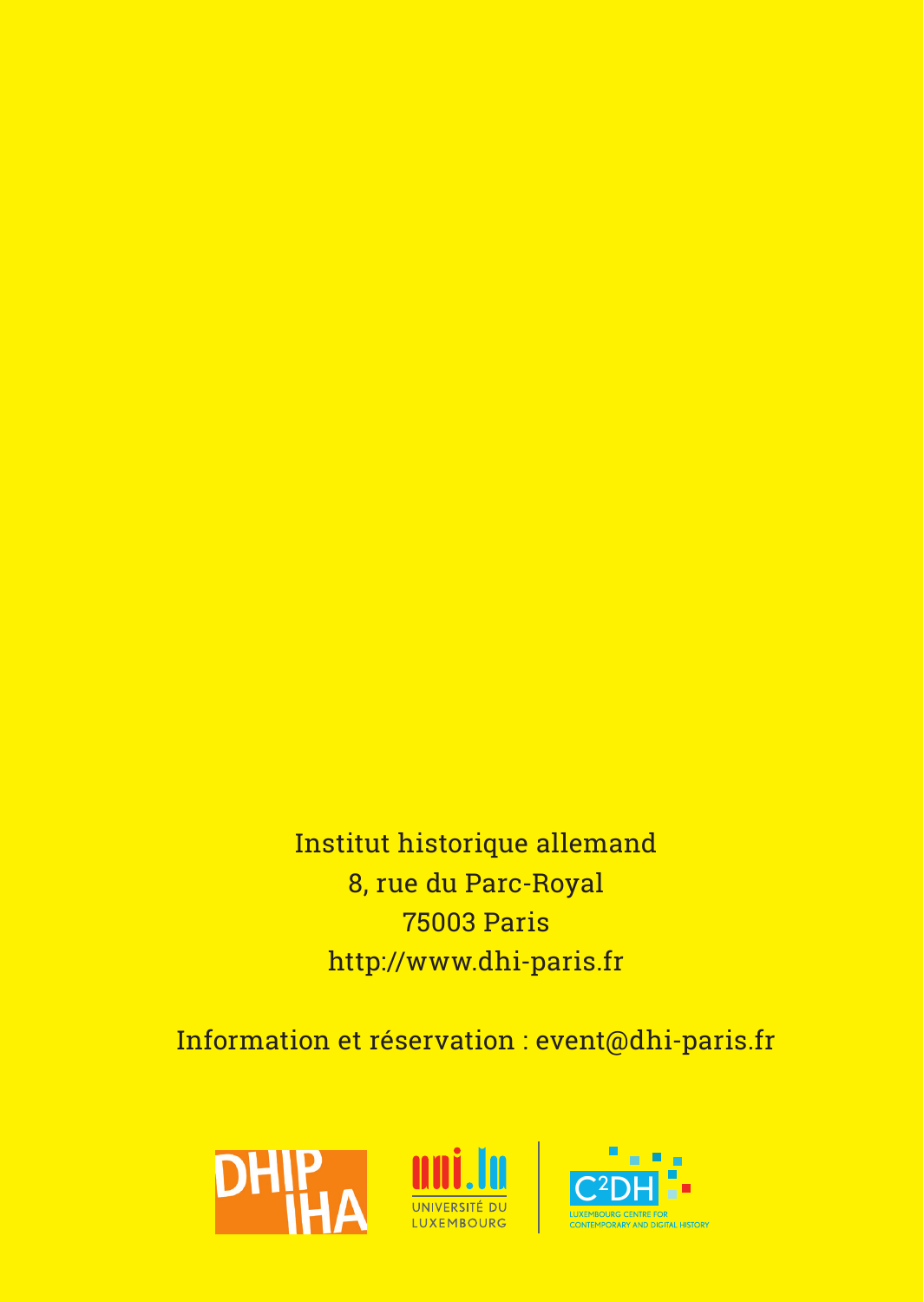Institut historique allemand
8, rue du Parc-Royal
75003 Paris
http://www.dhi-paris.fr

Information et réservation : event@dhi-paris.fr

DHIP IHA

uni.lu
UNIVERSITÉ DU LUXEMBOURG

C²DH
LUXEMBOURG CENTRE FOR CONTEMPORARY AND DIGITAL HISTORY